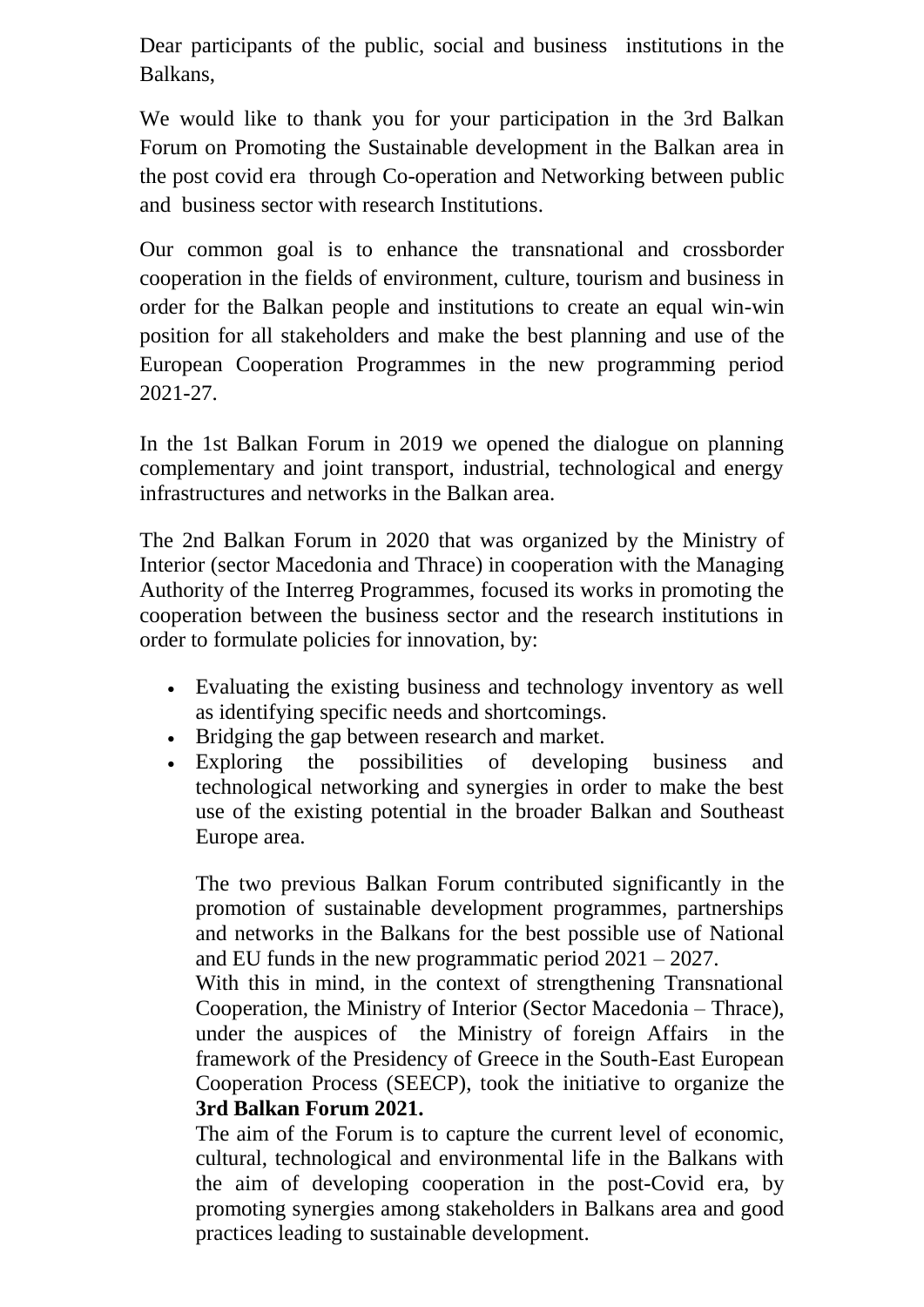Dear participants of the public, social and business institutions in the Balkans,

We would like to thank you for your participation in the 3rd Balkan Forum on Promoting the Sustainable development in the Balkan area in the post covid era through Co-operation and Networking between public and business sector with research Institutions.

Our common goal is to enhance the transnational and crossborder cooperation in the fields of environment, culture, tourism and business in order for the Balkan people and institutions to create an equal win-win position for all stakeholders and make the best planning and use of the European Cooperation Programmes in the new programming period 2021-27.

In the 1st Balkan Forum in 2019 we opened the dialogue on planning complementary and joint transport, industrial, technological and energy infrastructures and networks in the Balkan area.

The 2nd Balkan Forum in 2020 that was organized by the Ministry of Interior (sector Macedonia and Thrace) in cooperation with the Managing Authority of the Interreg Programmes, focused its works in promoting the cooperation between the business sector and the research institutions in order to formulate policies for innovation, by:

- Evaluating the existing business and technology inventory as well as identifying specific needs and shortcomings.
- Bridging the gap between research and market.
- Exploring the possibilities of developing business and technological networking and synergies in order to make the best use of the existing potential in the broader Balkan and Southeast Europe area.

The two previous Balkan Forum contributed significantly in the promotion of sustainable development programmes, partnerships and networks in the Balkans for the best possible use of National and EU funds in the new programmatic period 2021 – 2027.

With this in mind, in the context of strengthening Transnational Cooperation, the Ministry of Interior (Sector Macedonia – Thrace), under the auspices of the Ministry of foreign Affairs in the framework of the Presidency of Greece in the South-East European Cooperation Process (SEECP), took the initiative to organize the **3rd Balkan Forum 2021.**

The aim of the Forum is to capture the current level of economic, cultural, technological and environmental life in the Balkans with the aim of developing cooperation in the post-Covid era, by promoting synergies among stakeholders in Balkans area and good practices leading to sustainable development.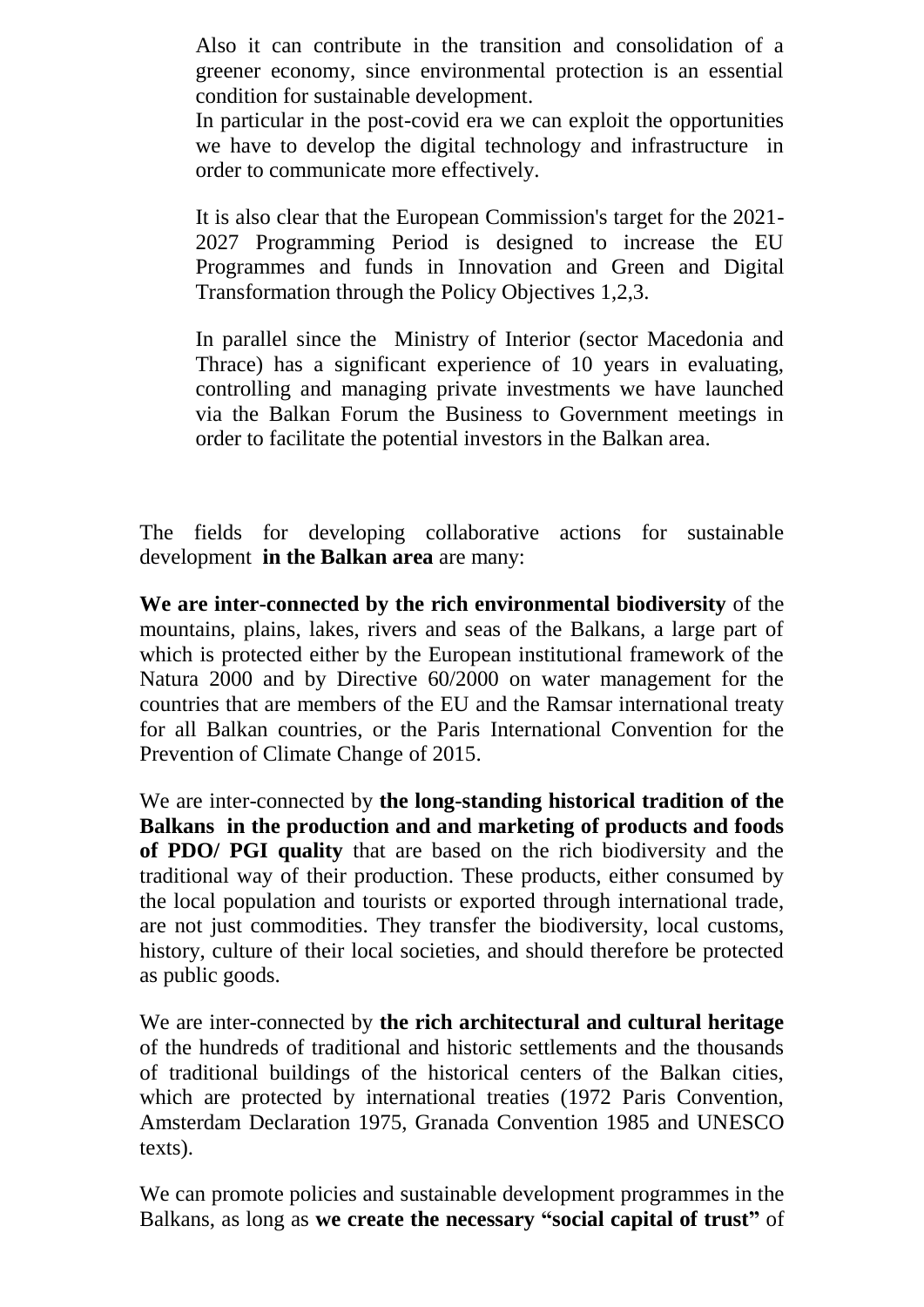Also it can contribute in the transition and consolidation of a greener economy, since environmental protection is an essential condition for sustainable development.

In particular in the post-covid era we can exploit the opportunities we have to develop the digital technology and infrastructure in order to communicate more effectively.

It is also clear that the European Commission's target for the 2021-2027 Programming Period is designed to increase the EU Programmes and funds in Innovation and Green and Digital Transformation through the Policy Objectives 1,2,3.

In parallel since the Ministry of Interior (sector Macedonia and Thrace) has a significant experience of 10 years in evaluating, controlling and managing private investments we have launched via the Balkan Forum the Business to Government meetings in order to facilitate the potential investors in the Balkan area.

The fields for developing collaborative actions for sustainable development **in the Balkan area** are many:

**We are inter-connected by the rich environmental biodiversity** of the mountains, plains, lakes, rivers and seas of the Balkans, a large part of which is protected either by the European institutional framework of the Natura 2000 and by Directive 60/2000 on water management for the countries that are members of the EU and the Ramsar international treaty for all Balkan countries, or the Paris International Convention for the Prevention of Climate Change of 2015.

We are inter-connected by **the long-standing historical tradition of the Balkans in the production and and marketing of products and foods of PDO/ PGI quality** that are based on the rich biodiversity and the traditional way of their production. These products, either consumed by the local population and tourists or exported through international trade, are not just commodities. They transfer the biodiversity, local customs, history, culture of their local societies, and should therefore be protected as public goods.

We are inter-connected by **the rich architectural and cultural heritage** of the hundreds of traditional and historic settlements and the thousands of traditional buildings of the historical centers of the Balkan cities, which are protected by international treaties (1972 Paris Convention, Amsterdam Declaration 1975, Granada Convention 1985 and UNESCO texts).

We can promote policies and sustainable development programmes in the Balkans, as long as **we create the necessary "social capital of trust"** of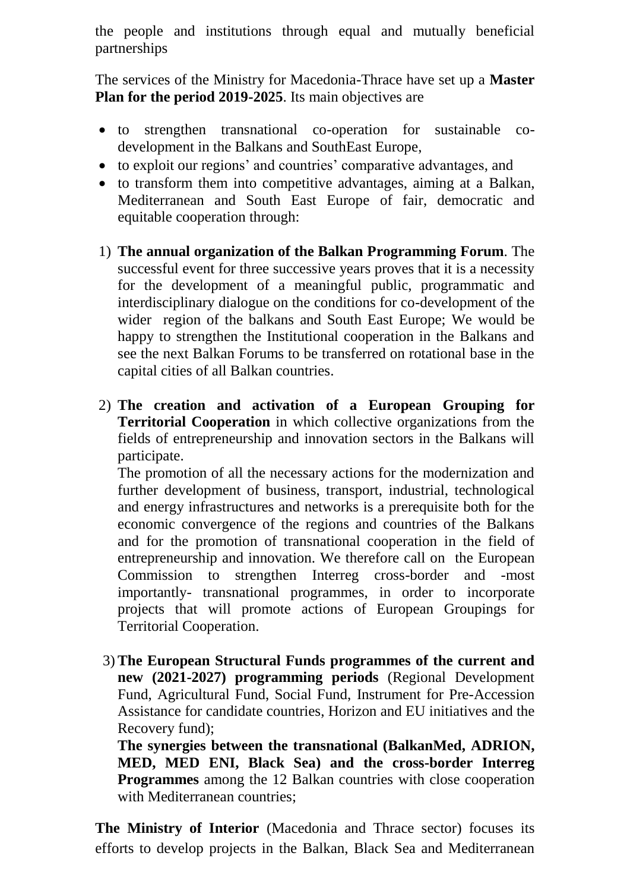the people and institutions through equal and mutually beneficial partnerships

The services of the Ministry for Macedonia-Thrace have set up a **Master Plan for the period 2019-2025**. Its main objectives are

- to strengthen transnational co-operation for sustainable co-development in the Balkans and SouthEast Europe,
- to exploit our regions' and countries' comparative advantages, and
- to transform them into competitive advantages, aiming at a Balkan, Mediterranean and South East Europe of fair, democratic and equitable cooperation through:

1) **The annual organization of the Balkan Programming Forum**. The successful event for three successive years proves that it is a necessity for the development of a meaningful public, programmatic and interdisciplinary dialogue on the conditions for co-development of the wider region of the balkans and South East Europe; We would be happy to strengthen the Institutional cooperation in the Balkans and see the next Balkan Forums to be transferred on rotational base in the capital cities of all Balkan countries.

2) **The creation and activation of a European Grouping for Territorial Cooperation** in which collective organizations from the fields of entrepreneurship and innovation sectors in the Balkans will participate.
   The promotion of all the necessary actions for the modernization and further development of business, transport, industrial, technological and energy infrastructures and networks is a prerequisite both for the economic convergence of the regions and countries of the Balkans and for the promotion of transnational cooperation in the field of entrepreneurship and innovation. We therefore call on the European Commission to strengthen Interreg cross-border and -most importantly- transnational programmes, in order to incorporate projects that will promote actions of European Groupings for Territorial Cooperation.

3) **The European Structural Funds programmes of the current and new (2021-2027) programming periods** (Regional Development Fund, Agricultural Fund, Social Fund, Instrument for Pre-Accession Assistance for candidate countries, Horizon and EU initiatives and the Recovery fund);
   **The synergies between the transnational (BalkanMed, ADRION, MED, MED ENI, Black Sea) and the cross-border Interreg Programmes** among the 12 Balkan countries with close cooperation with Mediterranean countries;

**The Ministry of Interior** (Macedonia and Thrace sector) focuses its efforts to develop projects in the Balkan, Black Sea and Mediterranean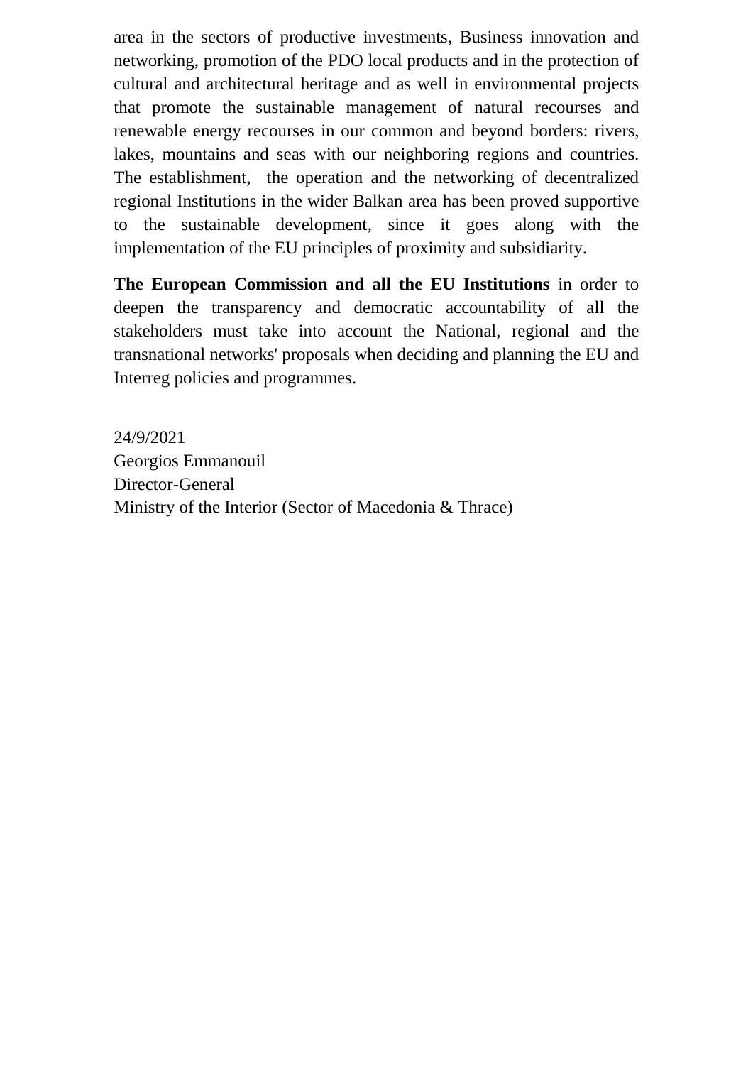area in the sectors of productive investments, Business innovation and networking, promotion of the PDO local products and in the protection of cultural and architectural heritage and as well in environmental projects that promote the sustainable management of natural recourses and renewable energy recourses in our common and beyond borders: rivers, lakes, mountains and seas with our neighboring regions and countries. The establishment, the operation and the networking of decentralized regional Institutions in the wider Balkan area has been proved supportive to the sustainable development, since it goes along with the implementation of the EU principles of proximity and subsidiarity.

**The European Commission and all the EU Institutions** in order to deepen the transparency and democratic accountability of all the stakeholders must take into account the National, regional and the transnational networks' proposals when deciding and planning the EU and Interreg policies and programmes.

24/9/2021
Georgios Emmanouil
Director-General
Ministry of the Interior (Sector of Macedonia & Thrace)